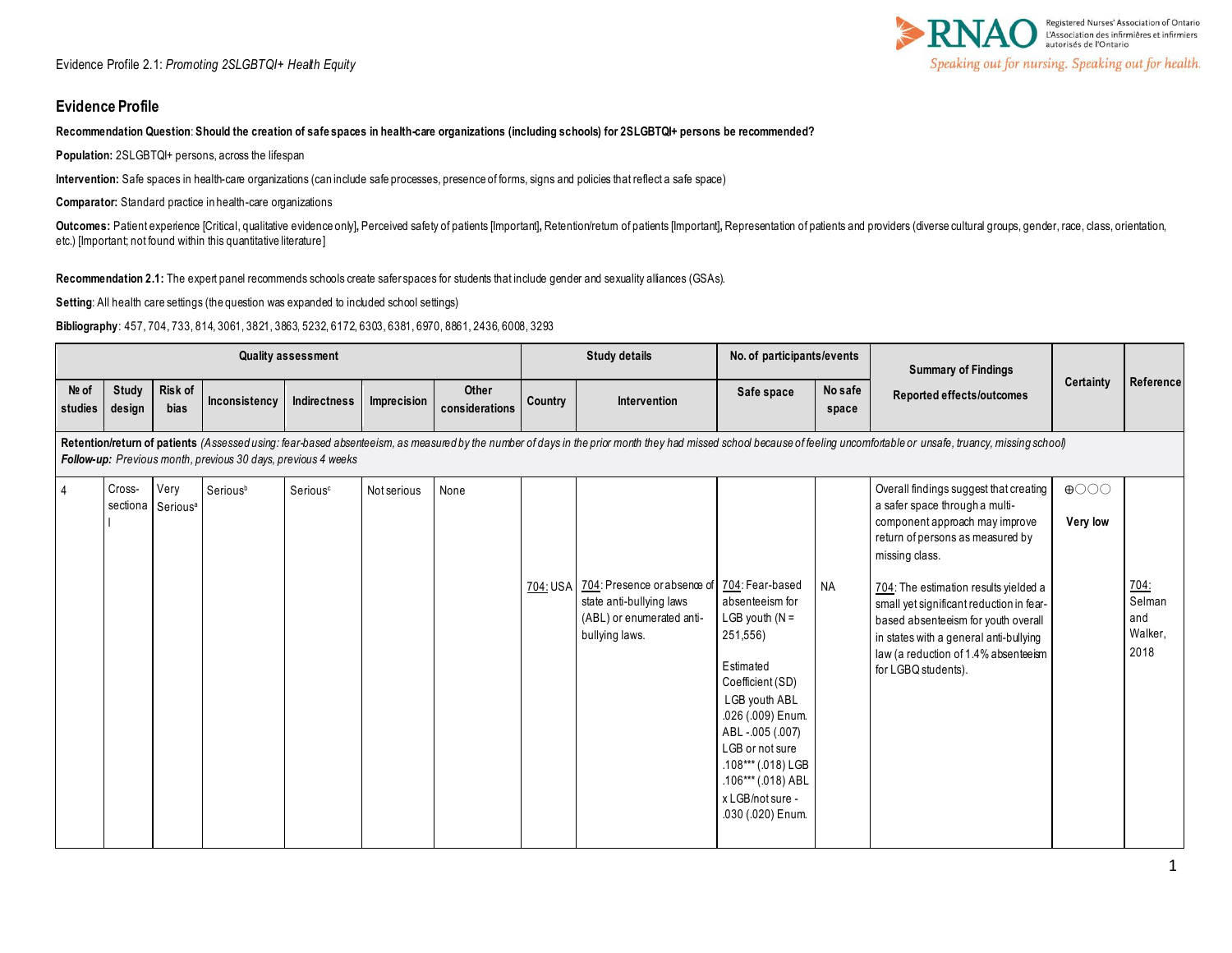## Evidence Profile

**Recommendation Question**: **Should the creation of safe spaces in health-care organizations (including schools) for 2SLGBTQI+ persons be recommended?**

**Population:** 2SLGBTQI+ persons, across the lifespan

**Intervention:** Safe spaces in health-care organizations (can include safe processes, presence of forms, signs and policies that reflect a safe space)

**Comparator:** Standard practice in health-care organizations

**Outcomes:** Patient experience [Critical, qualitative evidence only], Perceived safety of patients [Important], Retention/return of patients [Important], Representation of patients and providers (diverse cultural groups, gender, race, class, orientation, etc.) [Important; not found within this quantitative literature]

**Recommendation 2.1:** The expert panel recommends schools create safer spaces for students that include gender and sexuality alliances (GSAs).

**Setting**: All health care settings (the question was expanded to included school settings)

**Bibliography**: 457, 704, 733, 814, 3061, 3821, 3863, 5232, 6172, 6303, 6381, 6970, 8861, 2436, 6008, 3293

| Quality assessment | | | | | | | Study details | | No. of participants/events | | Summary of Findings | Certainty | Reference |
|---|---|---|---|---|---|---|---|---|---|---|---|---|---|
| № of studies | Study design | Risk of bias | Inconsistency | Indirectness | Imprecision | Other considerations | Country | Intervention | Safe space | No safe space | Reported effects/outcomes | | |
| **Retention/return of patients** *(Assessed using: fear-based absenteeism, as measured by the number of days in the prior month they had missed school because of feeling uncomfortable or unsafe, truancy, missing school)* ***Follow-up:*** *Previous month, previous 30 days, previous 4 weeks* | | | | | | | | | | | | | |
| 4 | Cross-sectional | Very Serious[a] | Serious[b] | Serious[c] | Not serious | None | 704: USA | 704: Presence or absence of state anti-bullying laws (ABL) or enumerated anti-bullying laws. | 704: Fear-based absenteeism for LGB youth (N = 251,556)<br><br>Estimated Coefficient (SD)<br>LGB youth ABL .026 (.009) Enum. ABL -.005 (.007)<br>LGB or not sure .108*** (.018) LGB .106*** (.018) ABL x LGB/not sure -.030 (.020) Enum. | NA | Overall findings suggest that creating a safer space through a multi-component approach may improve return of persons as measured by missing class.<br><br>704: The estimation results yielded a small yet significant reduction in fear-based absenteeism for youth overall in states with a general anti-bullying law (a reduction of 1.4% absenteeism for LGBQ students). | ⊕○○○<br>**Very low** | 704: Selman and Walker, 2018 |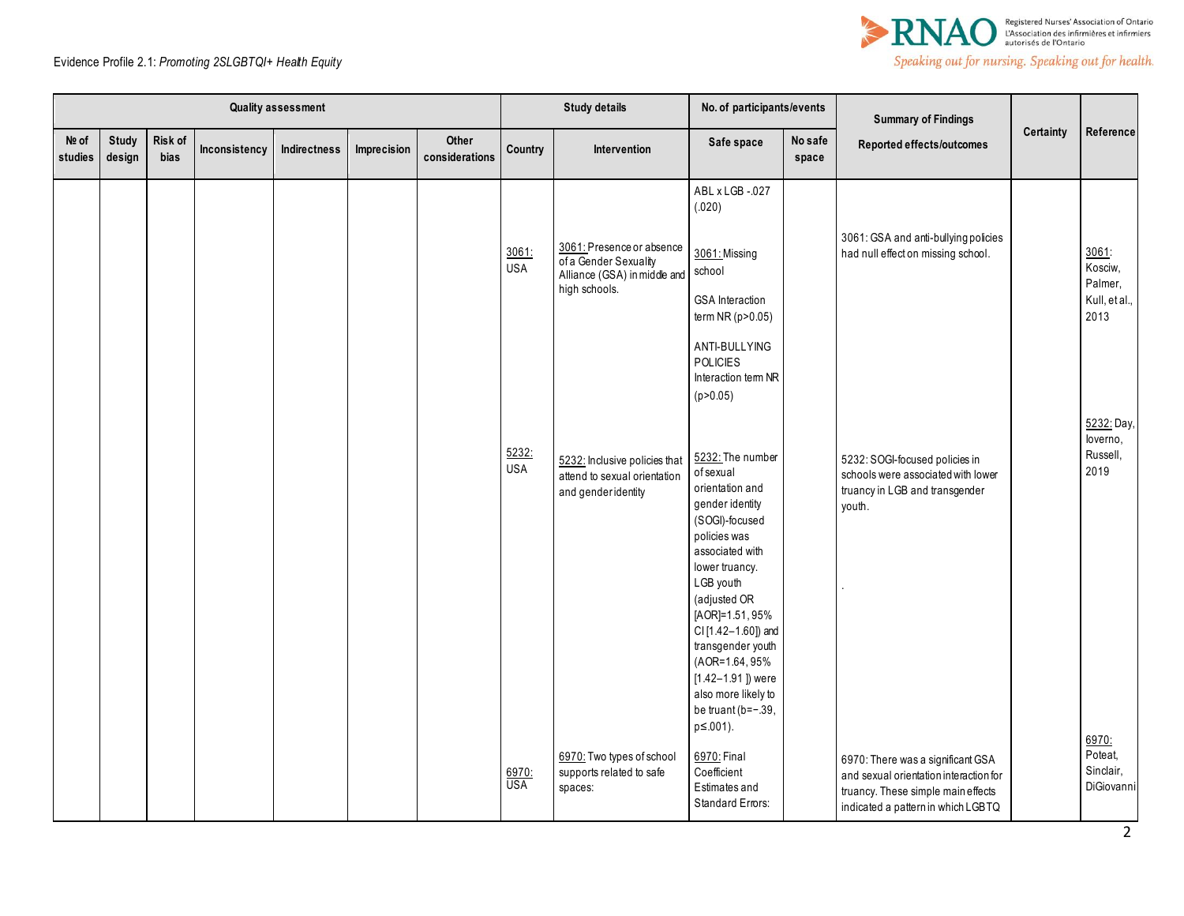Evidence Profile 2.1: *Promoting 2SLGBTQI+ Health Equity*

| Quality assessment | | | | | | | Study details | | No. of participants/events | | Summary of Findings | Certainty | Reference |
|---|---|---|---|---|---|---|---|---|---|---|---|---|---|
| № of studies | Study design | Risk of bias | Inconsistency | Indirectness | Imprecision | Other considerations | Country | Intervention | Safe space | No safe space | Reported effects/outcomes | | |
| | | | | | | | | | ABL x LGB -.027 (.020) | | | | |
| | | | | | | | 3061: USA | 3061: Presence or absence of a Gender Sexuality Alliance (GSA) in middle and high schools. | 3061: Missing school<br><br>GSA Interaction term NR (p>0.05)<br><br>ANTI-BULLYING POLICIES Interaction term NR (p>0.05) | | 3061: GSA and anti-bullying policies had null effect on missing school. | | 3061: Kosciw, Palmer, Kull, et al., 2013 |
| | | | | | | | 5232: USA | 5232: Inclusive policies that attend to sexual orientation and gender identity | 5232: The number of sexual orientation and gender identity (SOGI)-focused policies was associated with lower truancy. LGB youth (adjusted OR [AOR]=1.51, 95% CI [1.42–1.60]) and transgender youth (AOR=1.64, 95% [1.42–1.91 ]) were also more likely to be truant (b=−.39, p≤.001). | | 5232: SOGI-focused policies in schools were associated with lower truancy in LGB and transgender youth.<br><br>. | | 5232: Day, Ioverno, Russell, 2019 |
| | | | | | | | 6970: USA | 6970: Two types of school supports related to safe spaces: | 6970: Final Coefficient Estimates and Standard Errors: | | 6970: There was a significant GSA and sexual orientation interaction for truancy. These simple main effects indicated a pattern in which LGBTQ | | 6970: Poteat, Sinclair, DiGiovanni |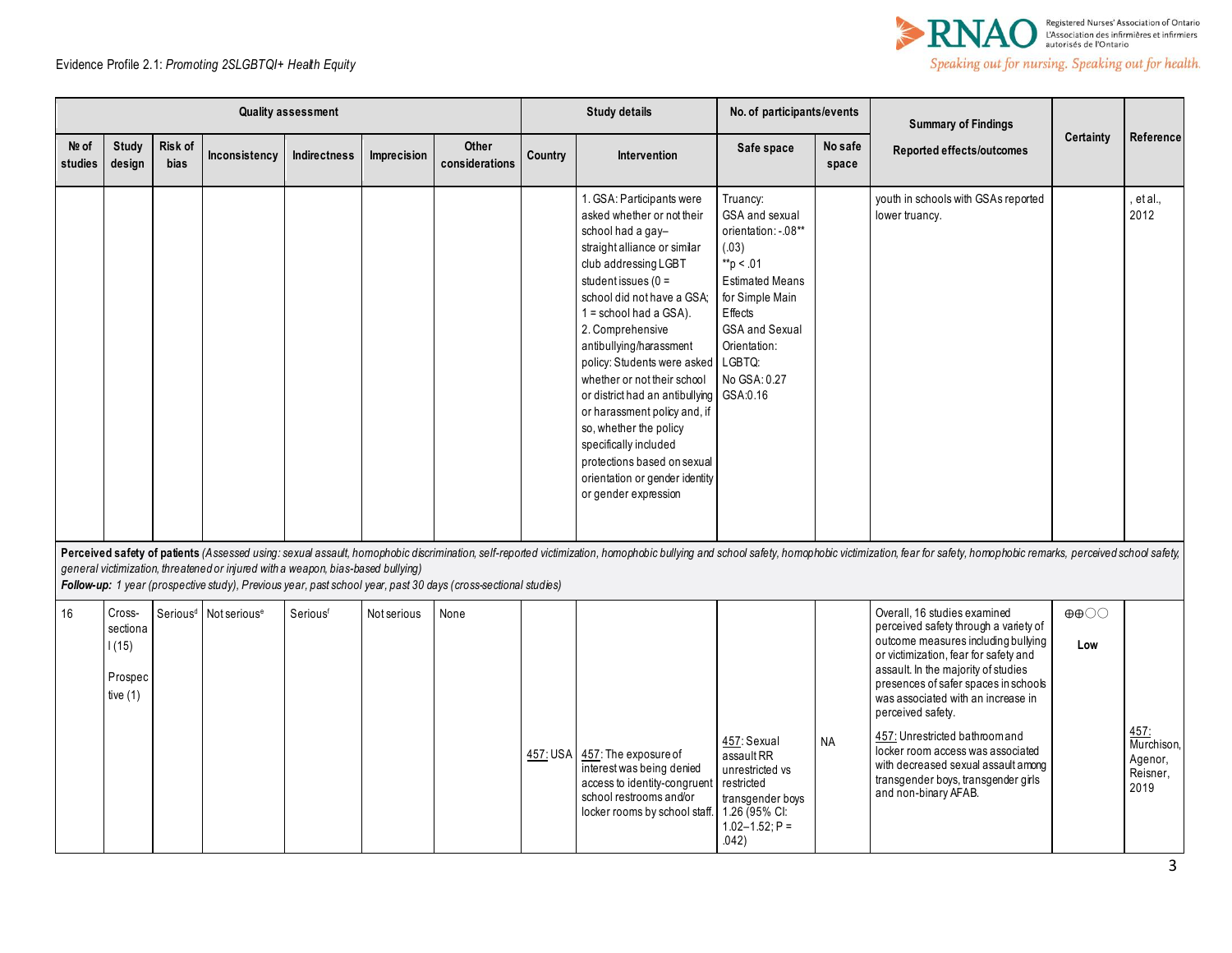Evidence Profile 2.1: *Promoting 2SLGBTQI+ Health Equity*

| Quality assessment | | | | | | Study details | | No. of participants/events | | Summary of Findings | Certainty | Reference |
|---|---|---|---|---|---|---|---|---|---|---|---|---|
| № of studies | Study design | Risk of bias | Inconsistency | Indirectness | Imprecision | Other considerations | Country | Intervention | Safe space | No safe space | Reported effects/outcomes | | |
| | | | | | | | | 1. GSA: Participants were asked whether or not their school had a gay–straight alliance or similar club addressing LGBT student issues (0 = school did not have a GSA; 1 = school had a GSA). 2. Comprehensive antibullying/harassment policy: Students were asked whether or not their school or district had an antibullying or harassment policy and, if so, whether the policy specifically included protections based on sexual orientation or gender identity or gender expression | Truancy: GSA and sexual orientation: -.08** (.03) **p < .01 Estimated Means for Simple Main Effects GSA and Sexual Orientation: LGBTQ: No GSA: 0.27 GSA:0.16 | | youth in schools with GSAs reported lower truancy. | | , et al., 2012 |
| **Perceived safety of patients** *(Assessed using: sexual assault, homophobic discrimination, self-reported victimization, homophobic bullying and school safety, homophobic victimization, fear for safety, homophobic remarks, perceived school safety, general victimization, threatened or injured with a weapon, bias-based bullying)* ***Follow-up:*** *1 year (prospective study), Previous year, past school year, past 30 days (cross-sectional studies)* | | | | | | | | | | | | | |
| 16 | Cross-sectional (15) Prospective (1) | Serious[d] | Not serious[e] | Serious[f] | Not serious | None | 457: USA | 457: The exposure of interest was being denied access to identity-congruent school restrooms and/or locker rooms by school staff. | 457: Sexual assault RR unrestricted vs restricted transgender boys 1.26 (95% CI: 1.02–1.52; P = .042) | NA | Overall, 16 studies examined perceived safety through a variety of outcome measures including bullying or victimization, fear for safety and assault. In the majority of studies presences of safer spaces in schools was associated with an increase in perceived safety. 457: Unrestricted bathroom and locker room access was associated with decreased sexual assault among transgender boys, transgender girls and non-binary AFAB. | ⊕⊕◯◯ Low | 457: Murchison, Agenor, Reisner, 2019 |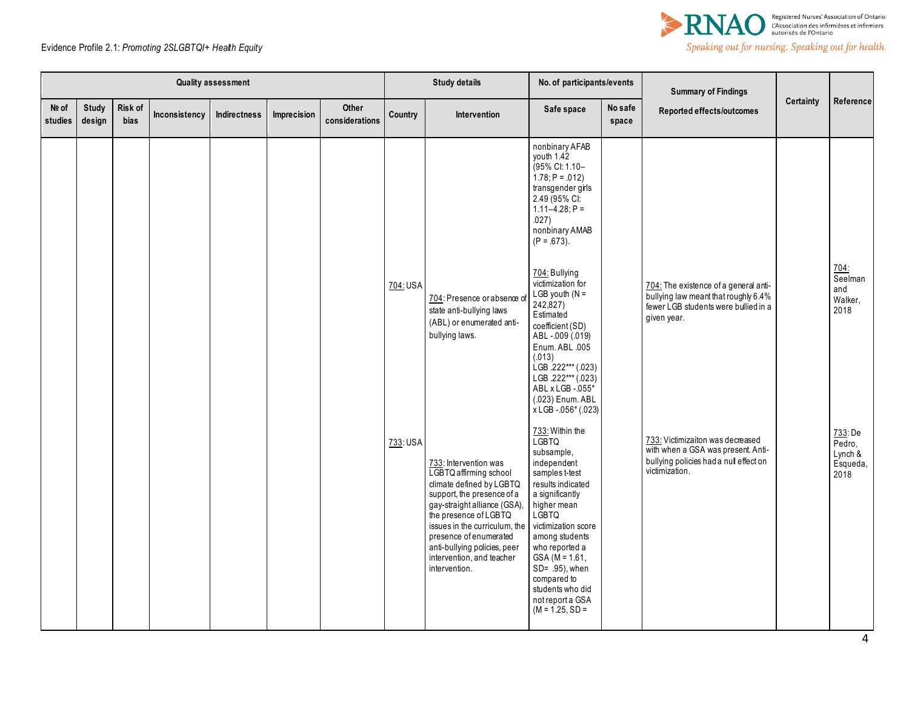| Quality assessment | | | | | | | Study details | | No. of participants/events | | Summary of Findings | Certainty | Reference |
|---|---|---|---|---|---|---|---|---|---|---|---|---|---|
| № of studies | Study design | Risk of bias | Inconsistency | Indirectness | Imprecision | Other considerations | Country | Intervention | Safe space | No safe space | Reported effects/outcomes | | |
| | | | | | | | | | nonbinary AFAB youth 1.42 (95% CI: 1.10–1.78; P = .012) transgender girls 2.49 (95% CI: 1.11–4.28; P = .027) nonbinary AMAB (P = .673). | | | | |
| | | | | | | | 704: USA | 704: Presence or absence of state anti-bullying laws (ABL) or enumerated anti-bullying laws. | 704: Bullying victimization for LGB youth (N = 242,827) Estimated coefficient (SD) ABL -.009 (.019) Enum. ABL .005 (.013) LGB .222*** (.023) LGB .222*** (.023) ABL x LGB -.055* (.023) Enum. ABL x LGB -.056* (.023) | | 704: The existence of a general anti-bullying law meant that roughly 6.4% fewer LGB students were bullied in a given year. | | 704: Seelman and Walker, 2018 |
| | | | | | | | 733: USA | 733: Intervention was LGBTQ affirming school climate defined by LGBTQ support, the presence of a gay-straight alliance (GSA), the presence of LGBTQ issues in the curriculum, the presence of enumerated anti-bullying policies, peer intervention, and teacher intervention. | 733: Within the LGBTQ subsample, independent samples t-test results indicated a significantly higher mean LGBTQ victimization score among students who reported a GSA (M = 1.61, SD= .95), when compared to students who did not report a GSA (M = 1.25, SD = | | 733: Victimizaiton was decreased with when a GSA was present. Anti-bullying policies had a null effect on victimization. | | 733: De Pedro, Lynch & Esqueda, 2018 |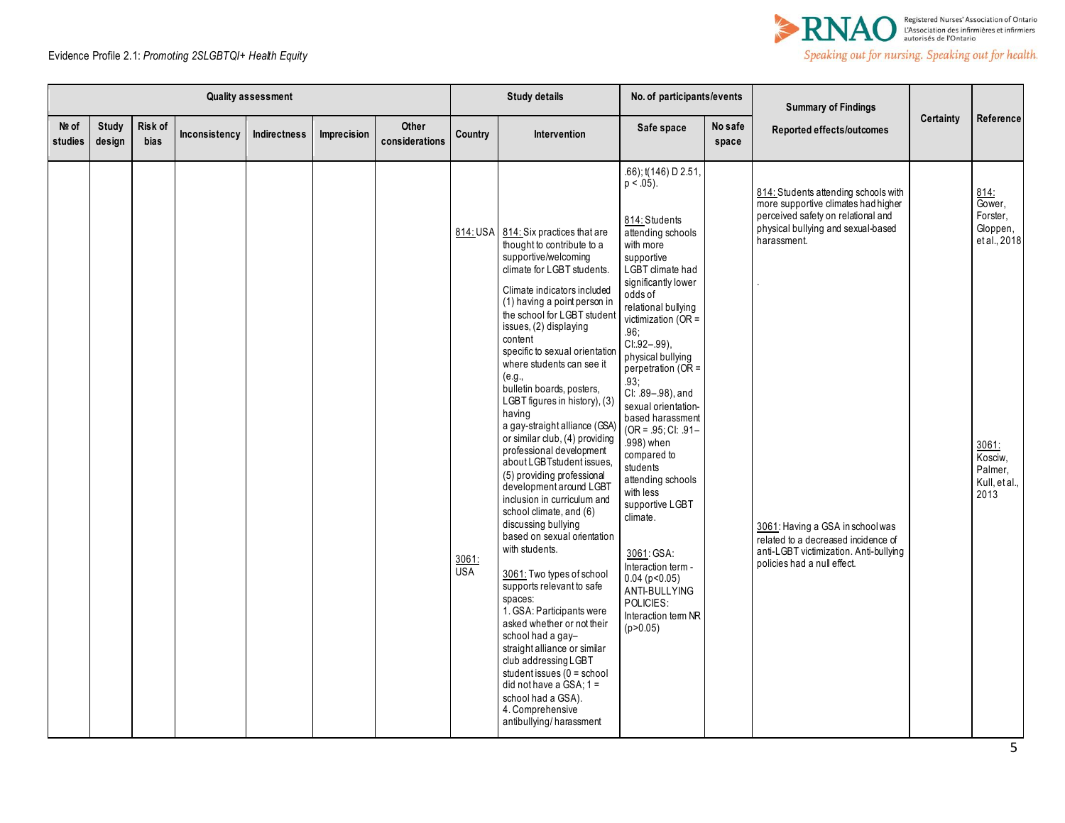| Quality assessment | | | | | | | Study details | | No. of participants/events | | Summary of Findings | Certainty | Reference |
|---|---|---|---|---|---|---|---|---|---|---|---|---|---|
| № of studies | Study design | Risk of bias | Inconsistency | Indirectness | Imprecision | Other considerations | Country | Intervention | Safe space | No safe space | Reported effects/outcomes | | |
| | | | | | | | 814: USA<br><br>3061: USA | 814: Six practices that are thought to contribute to a supportive/welcoming climate for LGBT students.<br><br>Climate indicators included (1) having a point person in the school for LGBT student issues, (2) displaying content specific to sexual orientation where students can see it (e.g., bulletin boards, posters, LGBT figures in history), (3) having a gay-straight alliance (GSA) or similar club, (4) providing professional development about LGBTstudent issues, (5) providing professional development around LGBT inclusion in curriculum and school climate, and (6) discussing bullying based on sexual orientation with students.<br><br>3061: Two types of school supports relevant to safe spaces:<br>1. GSA: Participants were asked whether or not their school had a gay–straight alliance or similar club addressing LGBT student issues (0 = school did not have a GSA; 1 = school had a GSA).<br>4. Comprehensive antibullying/ harassment | .66); t(146) D 2.51, p < .05).<br><br>814: Students attending schools with more supportive LGBT climate had significantly lower odds of relational bullying victimization (OR = .96; CI:.92–.99), physical bullying perpetration (OR = .93; CI: .89–.98), and sexual orientation-based harassment (OR = .95; CI: .91–.998) when compared to students attending schools with less supportive LGBT climate.<br><br>3061: GSA: Interaction term - 0.04 (p<0.05)<br>ANTI-BULLYING POLICIES: Interaction term NR (p>0.05) | | 814: Students attending schools with more supportive climates had higher perceived safety on relational and physical bullying and sexual-based harassment.<br><br>.<br><br>3061: Having a GSA in school was related to a decreased incidence of anti-LGBT victimization. Anti-bullying policies had a null effect. | | 814: Gower, Forster, Gloppen, et al., 2018<br><br>3061: Kosciw, Palmer, Kull, et al., 2013 |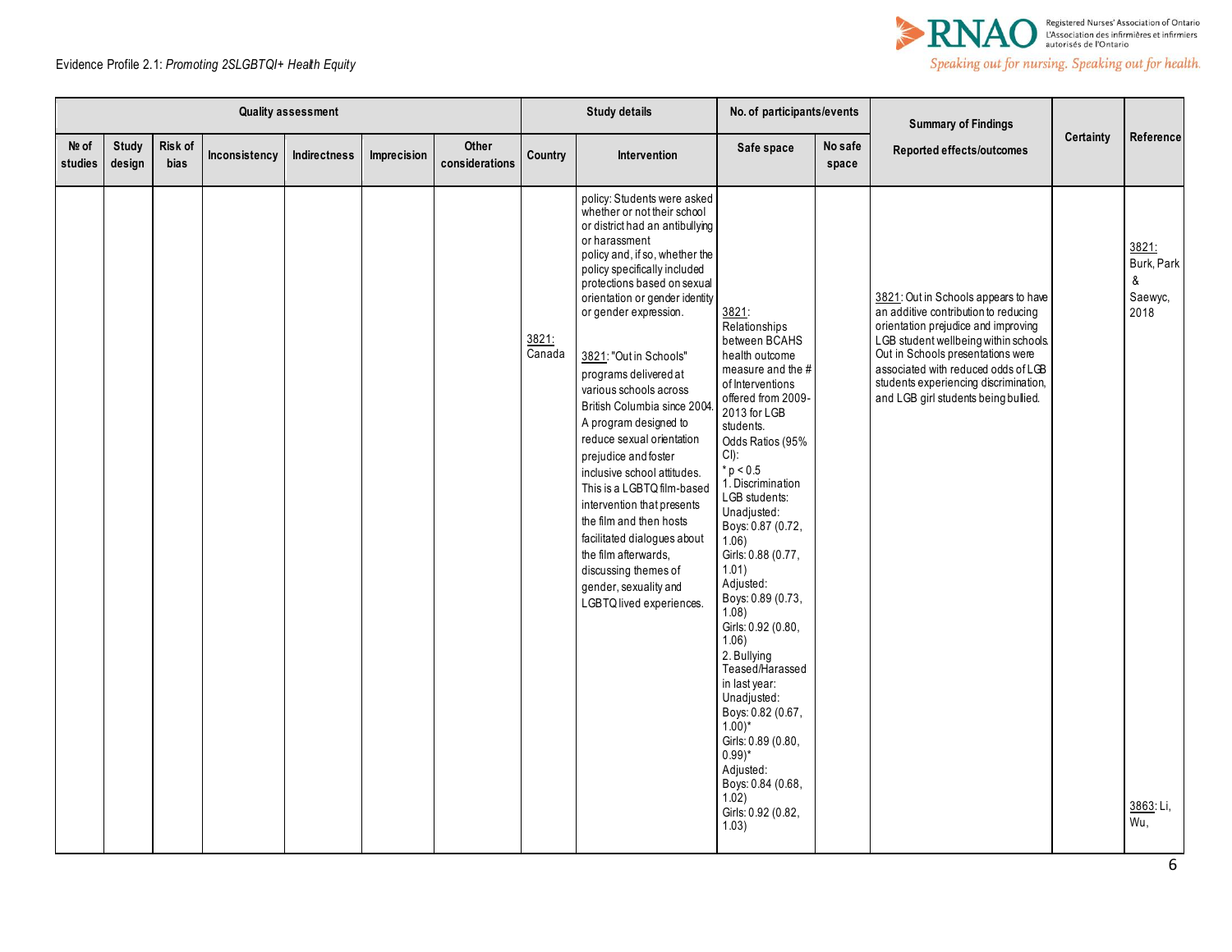| Quality assessment | | | | | | | Study details | | No. of participants/events | | Summary of Findings | Certainty | Reference |
|---|---|---|---|---|---|---|---|---|---|---|---|---|---|
| № of studies | Study design | Risk of bias | Inconsistency | Indirectness | Imprecision | Other considerations | Country | Intervention | Safe space | No safe space | Reported effects/outcomes | | |
| | | | | | | | 3821: Canada | policy: Students were asked whether or not their school or district had an antibullying or harassment policy and, if so, whether the policy specifically included protections based on sexual orientation or gender identity or gender expression.<br><br>3821: "Out in Schools" programs delivered at various schools across British Columbia since 2004. A program designed to reduce sexual orientation prejudice and foster inclusive school attitudes. This is a LGBTQ film-based intervention that presents the film and then hosts facilitated dialogues about the film afterwards, discussing themes of gender, sexuality and LGBTQ lived experiences. | 3821: Relationships between BCAHS health outcome measure and the # of Interventions offered from 2009-2013 for LGB students.<br>Odds Ratios (95% CI):<br>* p < 0.5<br>1. Discrimination LGB students:<br>Unadjusted:<br>Boys: 0.87 (0.72, 1.06)<br>Girls: 0.88 (0.77, 1.01)<br>Adjusted:<br>Boys: 0.89 (0.73, 1.08)<br>Girls: 0.92 (0.80, 1.06)<br>2. Bullying Teased/Harassed in last year:<br>Unadjusted:<br>Boys: 0.82 (0.67, 1.00)*<br>Girls: 0.89 (0.80, 0.99)*<br>Adjusted:<br>Boys: 0.84 (0.68, 1.02)<br>Girls: 0.92 (0.82, 1.03) | | 3821: Out in Schools appears to have an additive contribution to reducing orientation prejudice and improving LGB student wellbeing within schools. Out in Schools presentations were associated with reduced odds of LGB students experiencing discrimination, and LGB girl students being bullied. | | 3821: Burk, Park & Saewyc, 2018<br><br>3863: Li, Wu, |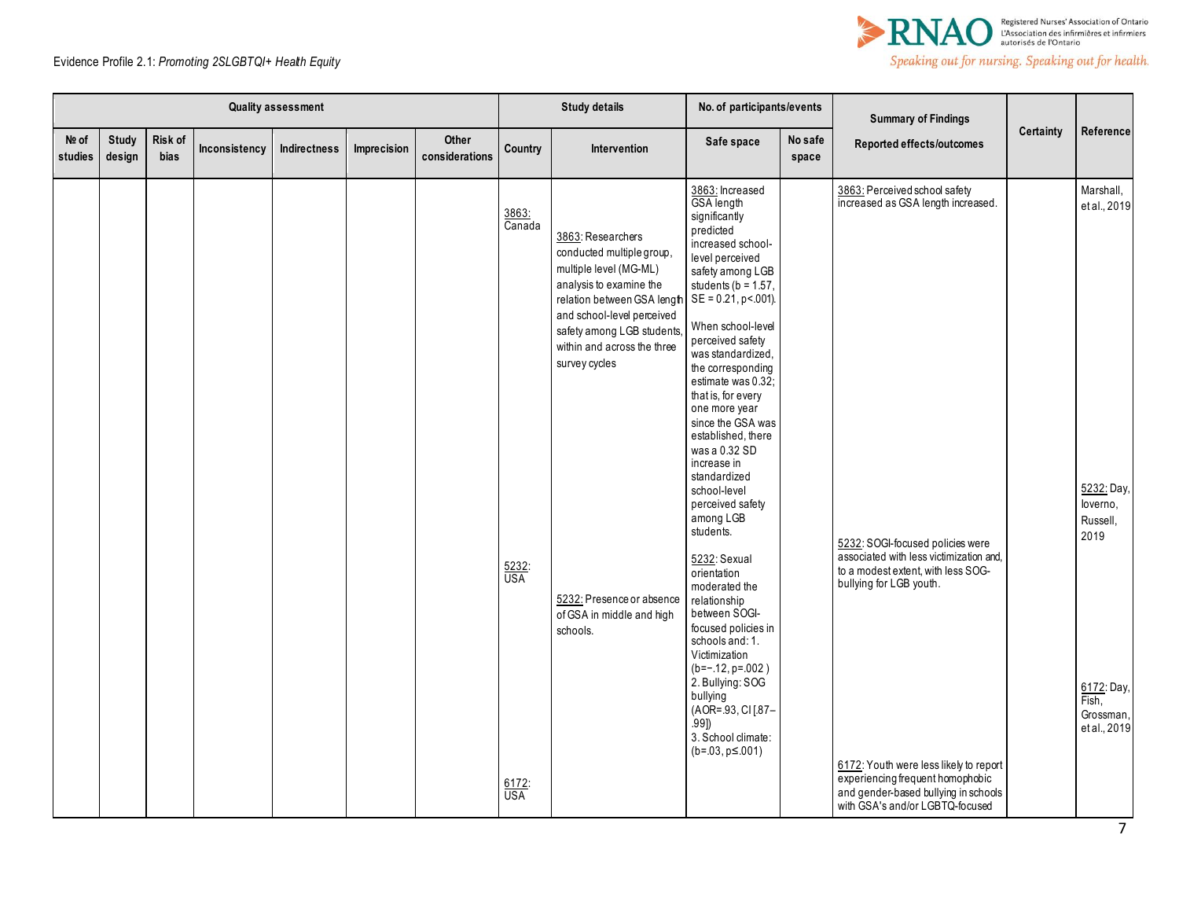Evidence Profile 2.1: *Promoting 2SLGBTQI+ Health Equity*

| Quality assessment | | | | | | | Study details | | No. of participants/events | | Summary of Findings | Certainty | Reference |
|---|---|---|---|---|---|---|---|---|---|---|---|---|---|
| № of studies | Study design | Risk of bias | Inconsistency | Indirectness | Imprecision | Other considerations | Country | Intervention | Safe space | No safe space | Reported effects/outcomes | | |
| | | | | | | | 3863: Canada | 3863: Researchers conducted multiple group, multiple level (MG-ML) analysis to examine the relation between GSA length and school-level perceived safety among LGB students, within and across the three survey cycles | 3863: Increased GSA length significantly predicted increased school-level perceived safety among LGB students (b = 1.57, SE = 0.21, p<.001). When school-level perceived safety was standardized, the corresponding estimate was 0.32; that is, for every one more year since the GSA was established, there was a 0.32 SD increase in standardized school-level perceived safety among LGB students. | | 3863: Perceived school safety increased as GSA length increased. | | Marshall, et al., 2019 |
| | | | | | | | 5232: USA | 5232: Presence or absence of GSA in middle and high schools. | 5232: Sexual orientation moderated the relationship between SOGI-focused policies in schools and: 1. Victimization (b=−.12, p=.002 ) 2. Bullying: SOG bullying (AOR=.93, CI [.87–.99]) 3. School climate: (b=.03, p≤.001) | | 5232: SOGI-focused policies were associated with less victimization and, to a modest extent, with less SOG-bullying for LGB youth. | | 5232: Day, Ioverno, Russell, 2019 |
| | | | | | | | 6172: USA | | | | 6172: Youth were less likely to report experiencing frequent homophobic and gender-based bullying in schools with GSA's and/or LGBTQ-focused | | 6172: Day, Fish, Grossman, et al., 2019 |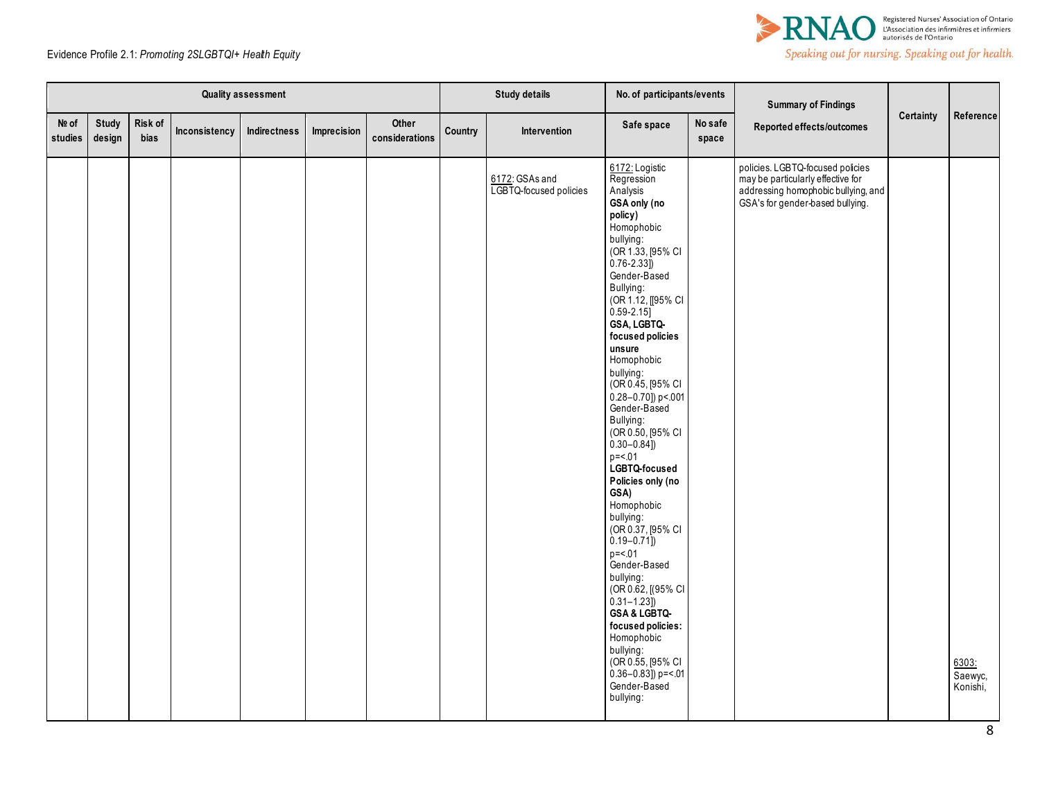| Quality assessment | | | | | | | Study details | | No. of participants/events | | Summary of Findings | Certainty | Reference |
|---|---|---|---|---|---|---|---|---|---|---|---|---|---|
| № of studies | Study design | Risk of bias | Inconsistency | Indirectness | Imprecision | Other considerations | Country | Intervention | Safe space | No safe space | Reported effects/outcomes | | |
| | | | | | | | | 6172: GSAs and LGBTQ-focused policies | 6172: Logistic Regression Analysis **GSA only (no policy)** Homophobic bullying: (OR 1.33, [95% CI 0.76-2.33]) Gender-Based Bullying: (OR 1.12, [[95% CI 0.59-2.15] **GSA, LGBTQ-focused policies unsure** Homophobic bullying: (OR 0.45, [95% CI 0.28–0.70]) p<.001 Gender-Based Bullying: (OR 0.50, [95% CI 0.30–0.84]) p=<.01 **LGBTQ-focused Policies only (no GSA)** Homophobic bullying: (OR 0.37, [95% CI 0.19–0.71]) p=<.01 Gender-Based bullying: (OR 0.62, [(95% CI 0.31–1.23]) **GSA & LGBTQ-focused policies:** Homophobic bullying: (OR 0.55, [95% CI 0.36–0.83]) p=<.01 Gender-Based bullying: | | policies. LGBTQ-focused policies may be particularly effective for addressing homophobic bullying, and GSA's for gender-based bullying. | | 6303: Saewyc, Konishi, |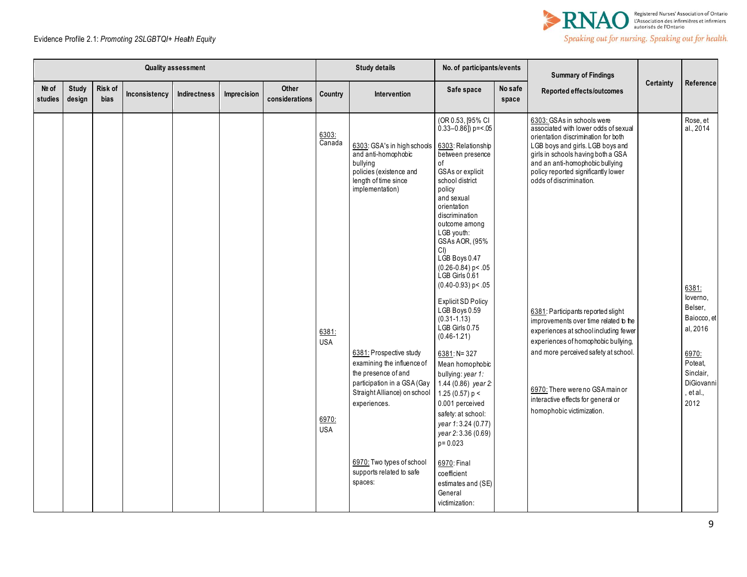Evidence Profile 2.1: *Promoting 2SLGBTQI+ Health Equity*

| Quality assessment | | | | | | | Study details | | No. of participants/events | | Summary of Findings | Certainty | Reference |
|---|---|---|---|---|---|---|---|---|---|---|---|---|---|
| № of studies | Study design | Risk of bias | Inconsistency | Indirectness | Imprecision | Other considerations | Country | Intervention | Safe space | No safe space | Reported effects/outcomes | | |
| | | | | | | | 6303: Canada | 6303: GSA's in high schools and anti-homophobic bullying policies (existence and length of time since implementation) | (OR 0.53, [95% CI 0.33–0.86]) p=<.05 6303: Relationship between presence of GSAs or explicit school district policy and sexual orientation discrimination outcome among LGB youth: GSAs AOR, (95% CI) LGB Boys 0.47 (0.26-0.84) p< .05 LGB Girls 0.61 (0.40-0.93) p< .05 Explicit SD Policy LGB Boys 0.59 (0.31-1.13) LGB Girls 0.75 (0.46-1.21) | | 6303: GSAs in schools were associated with lower odds of sexual orientation discrimination for both LGB boys and girls. LGB boys and girls in schools having both a GSA and an anti-homophobic bullying policy reported significantly lower odds of discrimination. | | Rose, et al., 2014 |
| | | | | | | | 6381: USA | 6381: Prospective study examining the influence of the presence of and participation in a GSA (Gay Straight Alliance) on school experiences. | 6381: N= 327 Mean homophobic bullying: *year 1:* 1.44 (0.86) *year 2:* 1.25 (0.57) p < 0.001 perceived safety: at school: *year 1:* 3.24 (0.77) *year 2:* 3.36 (0.69) p= 0.023 | | 6381: Participants reported slight improvements over time related to the experiences at school including fewer experiences of homophobic bullying, and more perceived safety at school. | | 6381: Ioverno, Belser, Baiocco, et al, 2016 |
| | | | | | | | 6970: USA | 6970: Two types of school supports related to safe spaces: | 6970: Final coefficient estimates and (SE) General victimization: | | 6970: There were no GSA main or interactive effects for general or homophobic victimization. | | 6970: Poteat, Sinclair, DiGiovanni, et al., 2012 |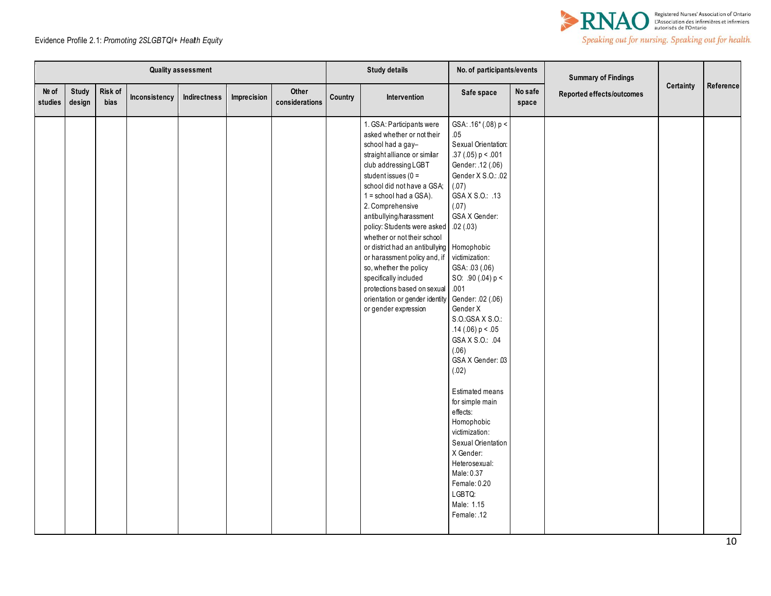| Quality assessment | | | | | | | Study details | | No. of participants/events | | Summary of Findings | Certainty | Reference |
|---|---|---|---|---|---|---|---|---|---|---|---|---|---|
| № of studies | Study design | Risk of bias | Inconsistency | Indirectness | Imprecision | Other considerations | Country | Intervention | Safe space | No safe space | Reported effects/outcomes | | |
| | | | | | | | | 1. GSA: Participants were asked whether or not their school had a gay–straight alliance or similar club addressing LGBT student issues (0 = school did not have a GSA; 1 = school had a GSA).<br>2. Comprehensive antibullying/harassment policy: Students were asked whether or not their school or district had an antibullying or harassment policy and, if so, whether the policy specifically included protections based on sexual orientation or gender identity or gender expression | GSA: .16* (.08) $p < .05$<br>Sexual Orientation: .37 (.05) $p < .001$<br>Gender: .12 (.06)<br>Gender X S.O.: .02 (.07)<br>GSA X S.O.: .13 (.07)<br>GSA X Gender: .02 (.03)<br><br>Homophobic victimization:<br>GSA: .03 (.06)<br>SO: .90 (.04) $p < .001$<br>Gender: .02 (.06)<br>Gender X S.O.:GSA X S.O.: .14 (.06) $p < .05$<br>GSA X S.O.: .04 (.06)<br>GSA X Gender: .03 (.02)<br><br>Estimated means for simple main effects:<br>Homophobic victimization:<br>Sexual Orientation X Gender:<br>Heterosexual:<br>Male: 0.37<br>Female: 0.20<br>LGBTQ:<br>Male: 1.15<br>Female: .12 | | | | |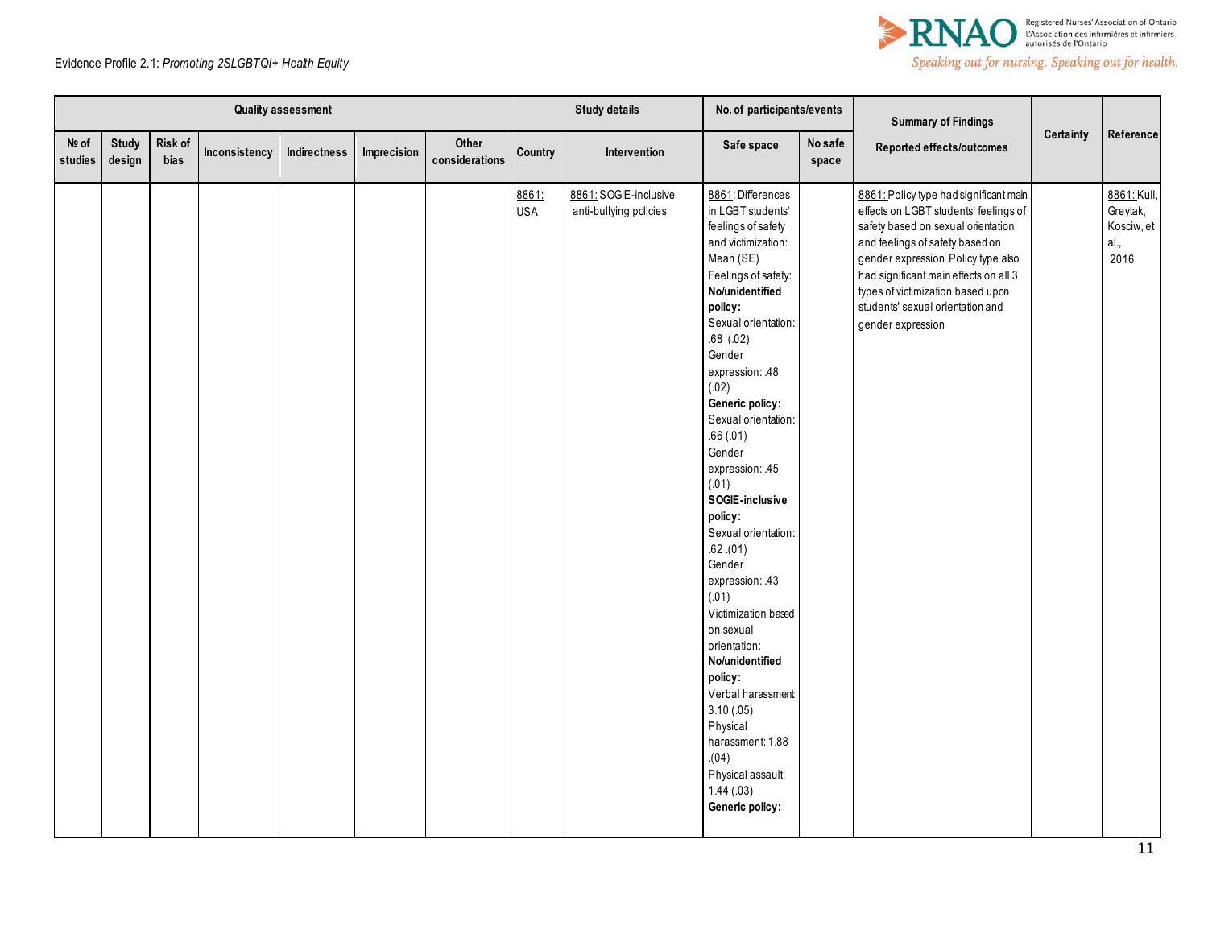Evidence Profile 2.1: *Promoting 2SLGBTQI+ Health Equity*

| Quality assessment | | | | | | | Study details | | No. of participants/events | | Summary of Findings | Certainty | Reference |
|---|---|---|---|---|---|---|---|---|---|---|---|---|---|
| № of studies | Study design | Risk of bias | Inconsistency | Indirectness | Imprecision | Other considerations | Country | Intervention | Safe space | No safe space | Reported effects/outcomes | | |
| | | | | | | | 8861: USA | 8861: SOGIE-inclusive anti-bullying policies | 8861: Differences in LGBT students' feelings of safety and victimization: Mean (SE)<br>Feelings of safety:<br>**No/unidentified policy:**<br>Sexual orientation: .68 (.02)<br>Gender expression: .48 (.02)<br>**Generic policy:**<br>Sexual orientation: .66 (.01)<br>Gender expression: .45 (.01)<br>**SOGIE-inclusive policy:**<br>Sexual orientation: .62 .(01)<br>Gender expression: .43 (.01)<br>Victimization based on sexual orientation:<br>**No/unidentified policy:**<br>Verbal harassment 3.10 (.05)<br>Physical harassment: 1.88 .(04)<br>Physical assault: 1.44 (.03)<br>**Generic policy:** | | 8861: Policy type had significant main effects on LGBT students' feelings of safety based on sexual orientation and feelings of safety based on gender expression. Policy type also had significant main effects on all 3 types of victimization based upon students' sexual orientation and gender expression | | 8861: Kull, Greytak, Kosciw, et al., 2016 |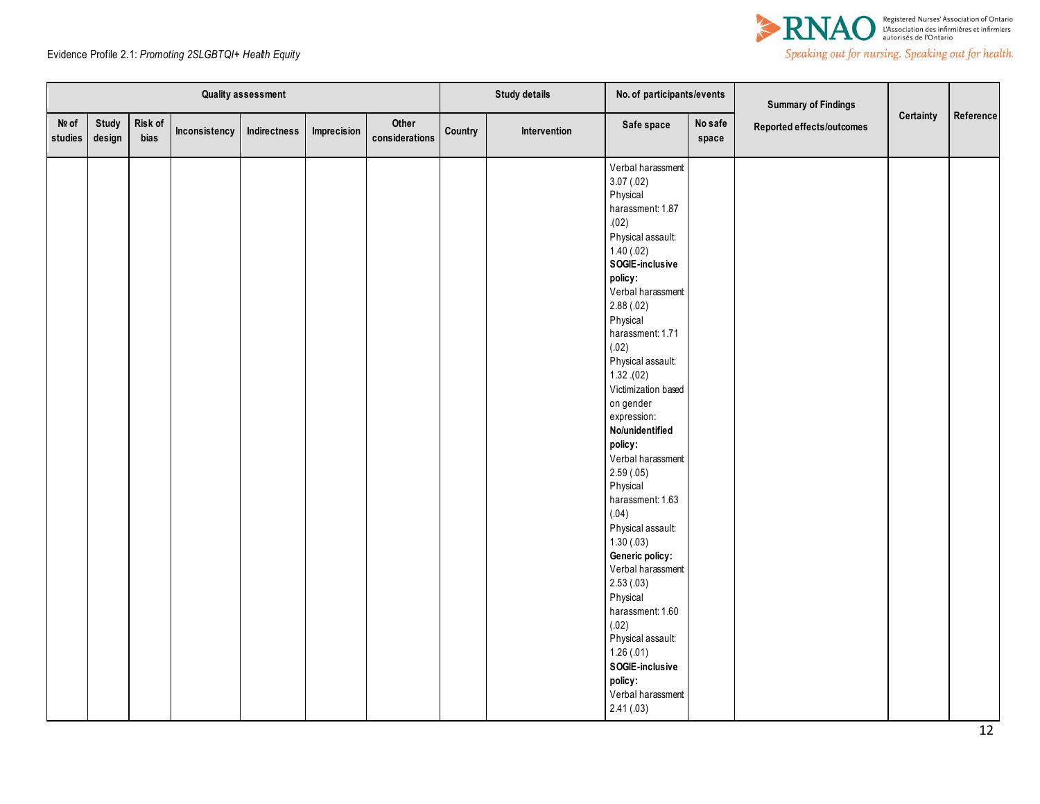Evidence Profile 2.1: *Promoting 2SLGBTQI+ Health Equity*

| Quality assessment | | | | | | | Study details | | No. of participants/events | | Summary of Findings | Certainty | Reference |
|---|---|---|---|---|---|---|---|---|---|---|---|---|---|
| № of studies | Study design | Risk of bias | Inconsistency | Indirectness | Imprecision | Other considerations | Country | Intervention | Safe space | No safe space | Reported effects/outcomes | | |
| | | | | | | | | | Verbal harassment 3.07 (.02)<br>Physical harassment: 1.87 .(02)<br>Physical assault: 1.40 (.02)<br>**SOGIE-inclusive policy:**<br>Verbal harassment 2.88 (.02)<br>Physical harassment: 1.71 (.02)<br>Physical assault: 1.32 .(02)<br>Victimization based on gender expression:<br>**No/unidentified policy:**<br>Verbal harassment 2.59 (.05)<br>Physical harassment: 1.63 (.04)<br>Physical assault: 1.30 (.03)<br>**Generic policy:**<br>Verbal harassment 2.53 (.03)<br>Physical harassment: 1.60 (.02)<br>Physical assault: 1.26 (.01)<br>**SOGIE-inclusive policy:**<br>Verbal harassment 2.41 (.03) | | | | |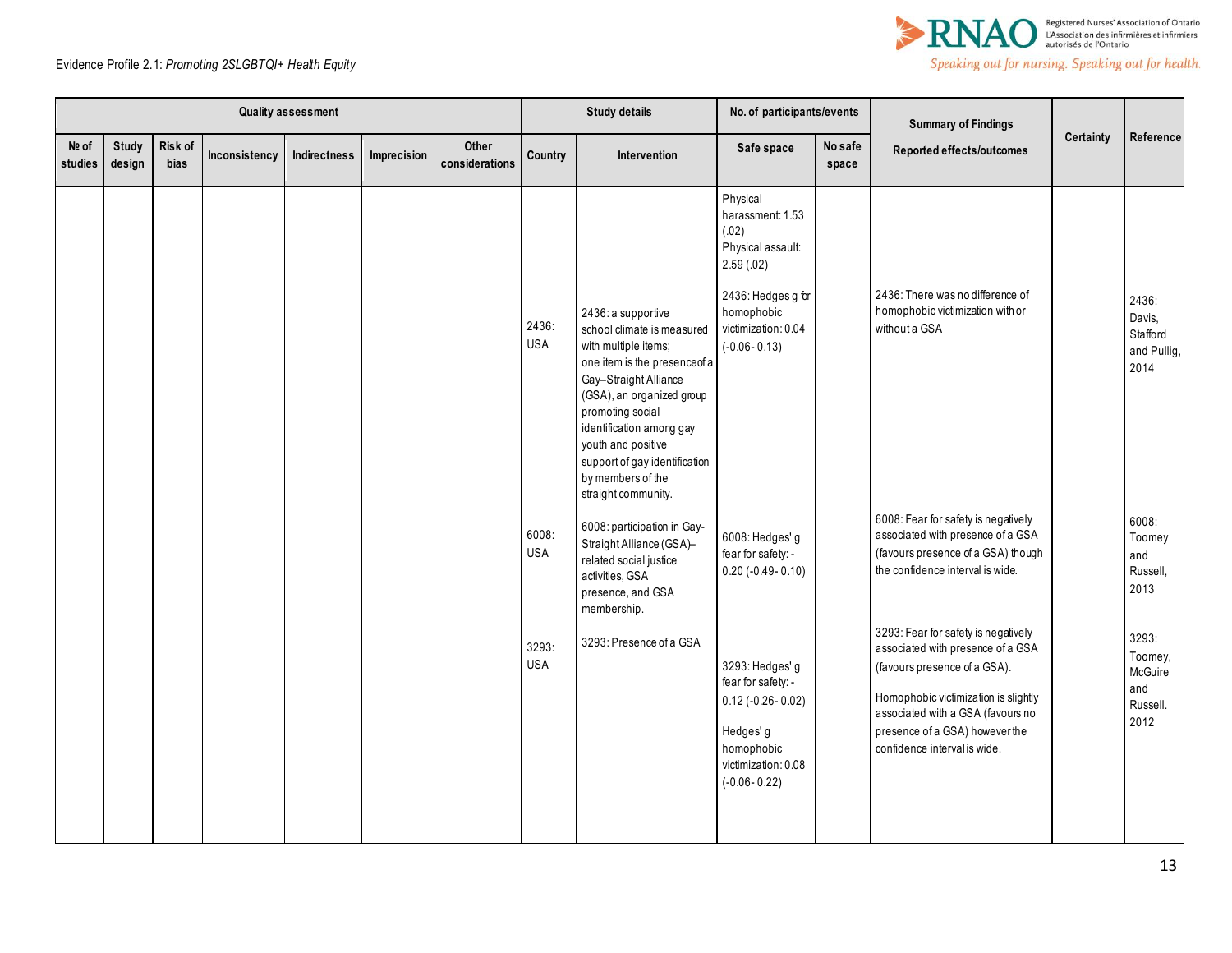Evidence Profile 2.1: *Promoting 2SLGBTQI+ Health Equity*

| Quality assessment | | | | | | | Study details | | No. of participants/events | | Summary of Findings | Certainty | Reference |
|---|---|---|---|---|---|---|---|---|---|---|---|---|---|
| № of studies | Study design | Risk of bias | Inconsistency | Indirectness | Imprecision | Other considerations | Country | Intervention | Safe space | No safe space | Reported effects/outcomes | | |
| | | | | | | | | | Physical harassment: 1.53 (.02)<br>Physical assault: 2.59 (.02) | | | | |
| | | | | | | | 2436: USA | 2436: a supportive school climate is measured with multiple items; one item is the presence of a Gay–Straight Alliance (GSA), an organized group promoting social identification among gay youth and positive support of gay identification by members of the straight community. | 2436: Hedges g for homophobic victimization: 0.04 (-0.06- 0.13) | | 2436: There was no difference of homophobic victimization with or without a GSA | | 2436: Davis, Stafford and Pullig, 2014 |
| | | | | | | | 6008: USA | 6008: participation in Gay-Straight Alliance (GSA)–related social justice activities, GSA presence, and GSA membership. | 6008: Hedges' g fear for safety: -0.20 (-0.49- 0.10) | | 6008: Fear for safety is negatively associated with presence of a GSA (favours presence of a GSA) though the confidence interval is wide. | | 6008: Toomey and Russell, 2013 |
| | | | | | | | 3293: USA | 3293: Presence of a GSA | 3293: Hedges' g fear for safety: -0.12 (-0.26- 0.02)<br><br>Hedges' g homophobic victimization: 0.08 (-0.06- 0.22) | | 3293: Fear for safety is negatively associated with presence of a GSA (favours presence of a GSA).<br><br>Homophobic victimization is slightly associated with a GSA (favours no presence of a GSA) however the confidence interval is wide. | | 3293: Toomey, McGuire and Russell. 2012 |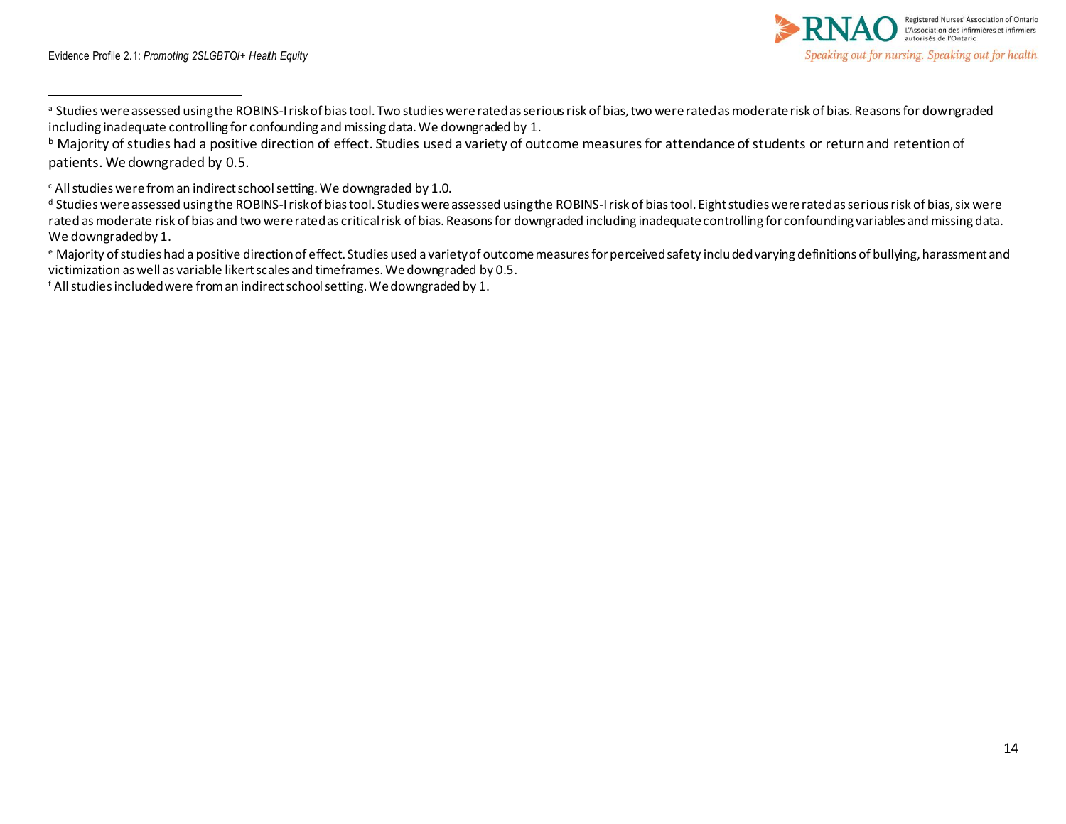[a] Studies were assessed using the ROBINS-I risk of bias tool. Two studies were rated as serious risk of bias, two were rated as moderate risk of bias. Reasons for downgraded including inadequate controlling for confounding and missing data. We downgraded by 1.

[b] Majority of studies had a positive direction of effect. Studies used a variety of outcome measures for attendance of students or return and retention of patients. We downgraded by 0.5.

[c] All studies were from an indirect school setting. We downgraded by 1.0.

[d] Studies were assessed using the ROBINS-I risk of bias tool. Studies were assessed using the ROBINS-I risk of bias tool. Eight studies were rated as serious risk of bias, six were rated as moderate risk of bias and two were rated as critical risk of bias. Reasons for downgraded including inadequate controlling for confounding variables and missing data. We downgraded by 1.

[e] Majority of studies had a positive direction of effect. Studies used a variety of outcome measures for perceived safety inclu ded varying definitions of bullying, harassment and victimization as well as variable likert scales and timeframes. We downgraded by 0.5.

[f] All studies included were from an indirect school setting. We downgraded by 1.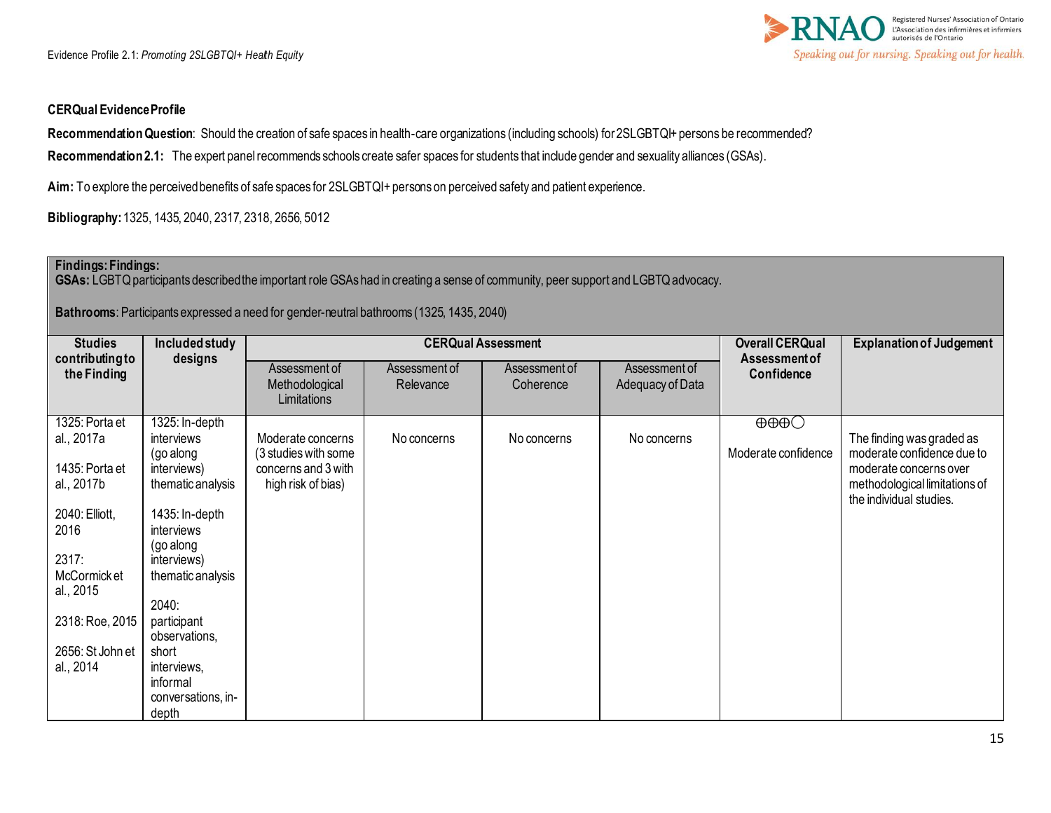**CERQual Evidence Profile**

**Recommendation Question**: Should the creation of safe spaces in health-care organizations (including schools) for 2SLGBTQI+ persons be recommended?

**Recommendation 2.1:** The expert panel recommends schools create safer spaces for students that include gender and sexuality alliances (GSAs).

**Aim:** To explore the perceived benefits of safe spaces for 2SLGBTQI+ persons on perceived safety and patient experience.

**Bibliography:** 1325, 1435, 2040, 2317, 2318, 2656, 5012

**Findings: Findings:**
**GSAs:** LGBTQ participants described the important role GSAs had in creating a sense of community, peer support and LGBTQ advocacy.

**Bathrooms**: Participants expressed a need for gender-neutral bathrooms (1325, 1435, 2040)

| Studies contributing to the Finding | Included study designs | CERQual Assessment | | | | Overall CERQual Assessment of Confidence | Explanation of Judgement |
|---|---|---|---|---|---|---|---|
| | | Assessment of Methodological Limitations | Assessment of Relevance | Assessment of Coherence | Assessment of Adequacy of Data | | |
| 1325: Porta et al., 2017a<br><br>1435: Porta et al., 2017b<br><br>2040: Elliott, 2016<br><br>2317: McCormick et al., 2015<br><br>2318: Roe, 2015<br><br>2656: St John et al., 2014 | 1325: In-depth interviews (go along interviews) thematic analysis<br><br>1435: In-depth interviews (go along interviews) thematic analysis<br><br>2040: participant observations, short interviews, informal conversations, in-depth | Moderate concerns (3 studies with some concerns and 3 with high risk of bias) | No concerns | No concerns | No concerns | ⊕⊕⊕◯<br><br>Moderate confidence | The finding was graded as moderate confidence due to moderate concerns over methodological limitations of the individual studies. |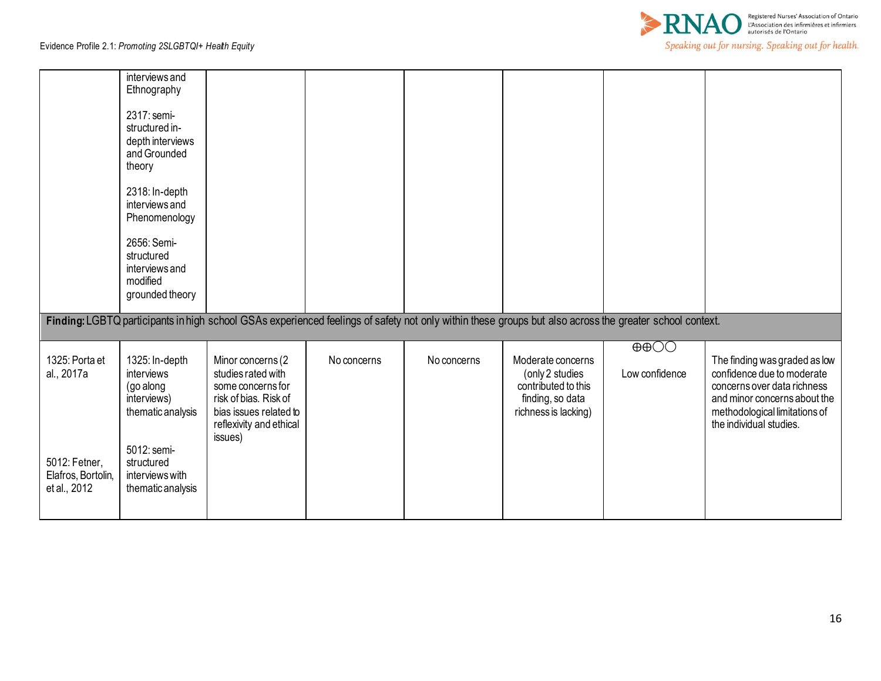| | | | | | | | |
|---|---|---|---|---|---|---|---|
| | interviews and Ethnography<br><br>2317: semi-structured in-depth interviews and Grounded theory<br><br>2318: In-depth interviews and Phenomenology<br><br>2656: Semi-structured interviews and modified grounded theory | | | | | | |
| **Finding:** LGBTQ participants in high school GSAs experienced feelings of safety not only within these groups but also across the greater school context. | | | | | | | |
| 1325: Porta et al., 2017a<br><br>5012: Fetner, Elafros, Bortolin, et al., 2012 | 1325: In-depth interviews (go along interviews) thematic analysis<br><br>5012: semi-structured interviews with thematic analysis | Minor concerns (2 studies rated with some concerns for risk of bias. Risk of bias issues related to reflexivity and ethical issues) | No concerns | No concerns | Moderate concerns (only 2 studies contributed to this finding, so data richness is lacking) | ⊕⊕◯◯<br><br>Low confidence | The finding was graded as low confidence due to moderate concerns over data richness and minor concerns about the methodological limitations of the individual studies. |